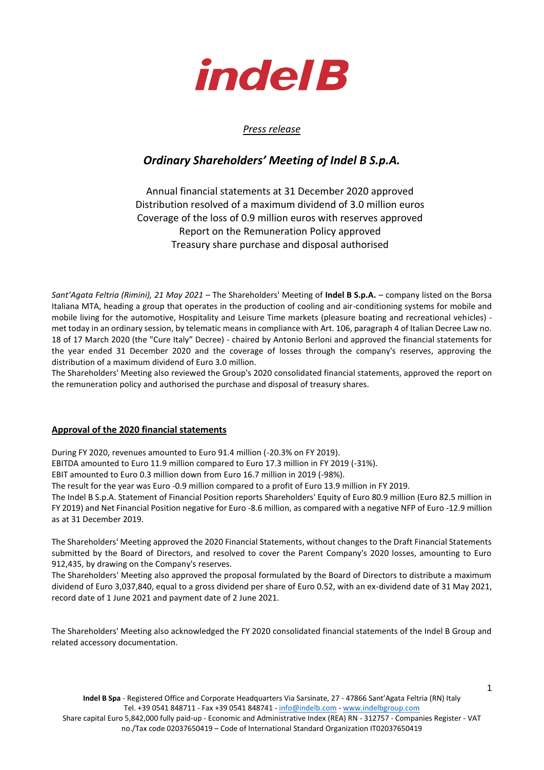# indelB

*Press release*

## *Ordinary Shareholders' Meeting of Indel B S.p.A.*

Annual financial statements at 31 December 2020 approved
Distribution resolved of a maximum dividend of 3.0 million euros
Coverage of the loss of 0.9 million euros with reserves approved
Report on the Remuneration Policy approved
Treasury share purchase and disposal authorised

*Sant'Agata Feltria (Rimini), 21 May 2021* – The Shareholders' Meeting of **Indel B S.p.A.** – company listed on the Borsa Italiana MTA, heading a group that operates in the production of cooling and air-conditioning systems for mobile and mobile living for the automotive, Hospitality and Leisure Time markets (pleasure boating and recreational vehicles) - met today in an ordinary session, by telematic means in compliance with Art. 106, paragraph 4 of Italian Decree Law no. 18 of 17 March 2020 (the "Cure Italy" Decree) - chaired by Antonio Berloni and approved the financial statements for the year ended 31 December 2020 and the coverage of losses through the company's reserves, approving the distribution of a maximum dividend of Euro 3.0 million.
The Shareholders' Meeting also reviewed the Group's 2020 consolidated financial statements, approved the report on the remuneration policy and authorised the purchase and disposal of treasury shares.

**Approval of the 2020 financial statements**

During FY 2020, revenues amounted to Euro 91.4 million (-20.3% on FY 2019).
EBITDA amounted to Euro 11.9 million compared to Euro 17.3 million in FY 2019 (-31%).
EBIT amounted to Euro 0.3 million down from Euro 16.7 million in 2019 (-98%).
The result for the year was Euro -0.9 million compared to a profit of Euro 13.9 million in FY 2019.
The Indel B S.p.A. Statement of Financial Position reports Shareholders' Equity of Euro 80.9 million (Euro 82.5 million in FY 2019) and Net Financial Position negative for Euro -8.6 million, as compared with a negative NFP of Euro -12.9 million as at 31 December 2019.

The Shareholders' Meeting approved the 2020 Financial Statements, without changes to the Draft Financial Statements submitted by the Board of Directors, and resolved to cover the Parent Company's 2020 losses, amounting to Euro 912,435, by drawing on the Company's reserves.
The Shareholders' Meeting also approved the proposal formulated by the Board of Directors to distribute a maximum dividend of Euro 3,037,840, equal to a gross dividend per share of Euro 0.52, with an ex-dividend date of 31 May 2021, record date of 1 June 2021 and payment date of 2 June 2021.

The Shareholders' Meeting also acknowledged the FY 2020 consolidated financial statements of the Indel B Group and related accessory documentation.

**Indel B Spa** - Registered Office and Corporate Headquarters Via Sarsinate, 27 - 47866 Sant'Agata Feltria (RN) Italy
Tel. +39 0541 848711 - Fax +39 0541 848741 - info@indelb.com - www.indelbgroup.com
Share capital Euro 5,842,000 fully paid-up - Economic and Administrative Index (REA) RN - 312757 - Companies Register - VAT no./Tax code 02037650419 – Code of International Standard Organization IT02037650419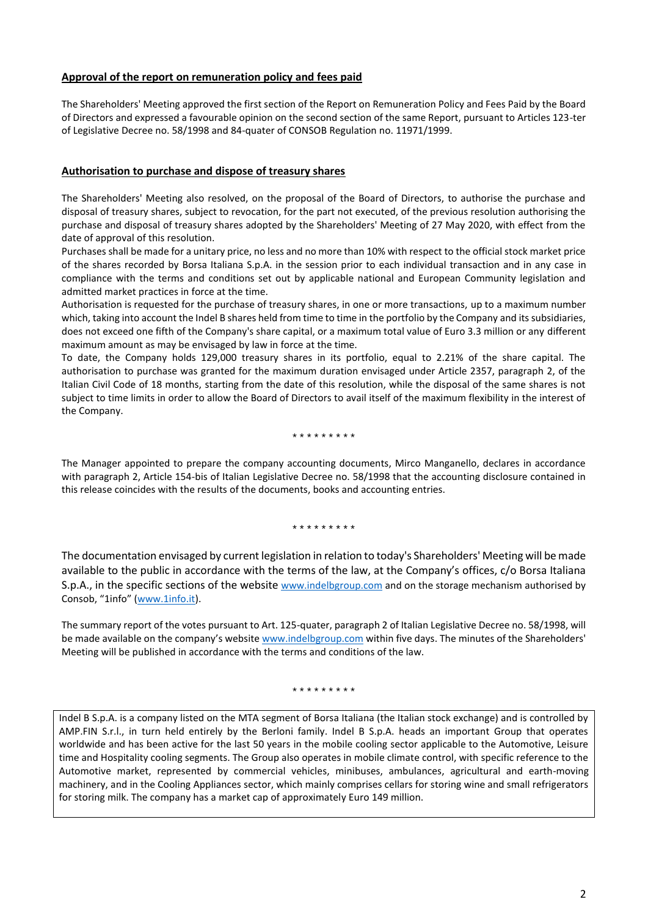**Approval of the report on remuneration policy and fees paid**

The Shareholders' Meeting approved the first section of the Report on Remuneration Policy and Fees Paid by the Board of Directors and expressed a favourable opinion on the second section of the same Report, pursuant to Articles 123-ter of Legislative Decree no. 58/1998 and 84-quater of CONSOB Regulation no. 11971/1999.

**Authorisation to purchase and dispose of treasury shares**

The Shareholders' Meeting also resolved, on the proposal of the Board of Directors, to authorise the purchase and disposal of treasury shares, subject to revocation, for the part not executed, of the previous resolution authorising the purchase and disposal of treasury shares adopted by the Shareholders' Meeting of 27 May 2020, with effect from the date of approval of this resolution.

Purchases shall be made for a unitary price, no less and no more than 10% with respect to the official stock market price of the shares recorded by Borsa Italiana S.p.A. in the session prior to each individual transaction and in any case in compliance with the terms and conditions set out by applicable national and European Community legislation and admitted market practices in force at the time.

Authorisation is requested for the purchase of treasury shares, in one or more transactions, up to a maximum number which, taking into account the Indel B shares held from time to time in the portfolio by the Company and its subsidiaries, does not exceed one fifth of the Company's share capital, or a maximum total value of Euro 3.3 million or any different maximum amount as may be envisaged by law in force at the time.

To date, the Company holds 129,000 treasury shares in its portfolio, equal to 2.21% of the share capital. The authorisation to purchase was granted for the maximum duration envisaged under Article 2357, paragraph 2, of the Italian Civil Code of 18 months, starting from the date of this resolution, while the disposal of the same shares is not subject to time limits in order to allow the Board of Directors to avail itself of the maximum flexibility in the interest of the Company.

\* \* \* \* \* \* \* \* \*

The Manager appointed to prepare the company accounting documents, Mirco Manganello, declares in accordance with paragraph 2, Article 154-bis of Italian Legislative Decree no. 58/1998 that the accounting disclosure contained in this release coincides with the results of the documents, books and accounting entries.

\* \* \* \* \* \* \* \* \*

The documentation envisaged by current legislation in relation to today's Shareholders' Meeting will be made available to the public in accordance with the terms of the law, at the Company's offices, c/o Borsa Italiana S.p.A., in the specific sections of the website www.indelbgroup.com and on the storage mechanism authorised by Consob, "1info" (www.1info.it).

The summary report of the votes pursuant to Art. 125-quater, paragraph 2 of Italian Legislative Decree no. 58/1998, will be made available on the company's website www.indelbgroup.com within five days. The minutes of the Shareholders' Meeting will be published in accordance with the terms and conditions of the law.

\* \* \* \* \* \* \* \* \*

Indel B S.p.A. is a company listed on the MTA segment of Borsa Italiana (the Italian stock exchange) and is controlled by AMP.FIN S.r.l., in turn held entirely by the Berloni family. Indel B S.p.A. heads an important Group that operates worldwide and has been active for the last 50 years in the mobile cooling sector applicable to the Automotive, Leisure time and Hospitality cooling segments. The Group also operates in mobile climate control, with specific reference to the Automotive market, represented by commercial vehicles, minibuses, ambulances, agricultural and earth-moving machinery, and in the Cooling Appliances sector, which mainly comprises cellars for storing wine and small refrigerators for storing milk. The company has a market cap of approximately Euro 149 million.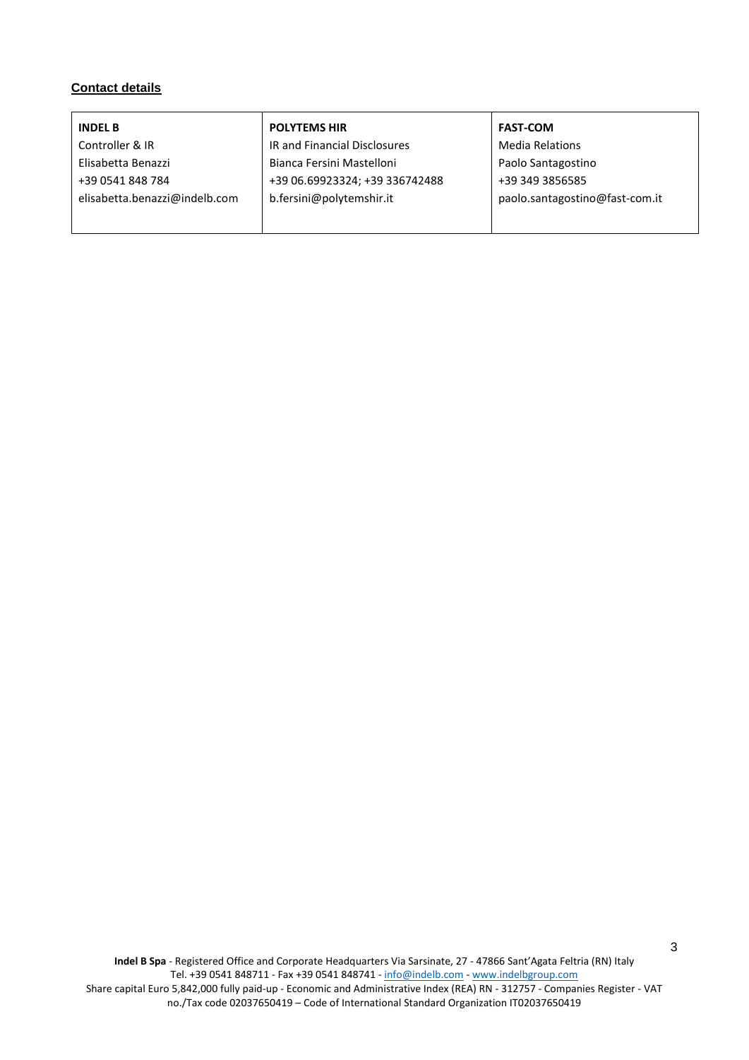**Contact details**

| **INDEL B** | **POLYTEMS HIR** | **FAST-COM** |
|---|---|---|
| Controller & IR | IR and Financial Disclosures | Media Relations |
| Elisabetta Benazzi | Bianca Fersini Mastelloni | Paolo Santagostino |
| +39 0541 848 784 | +39 06.69923324; +39 336742488 | +39 349 3856585 |
| elisabetta.benazzi@indelb.com | b.fersini@polytemshir.it | paolo.santagostino@fast-com.it |